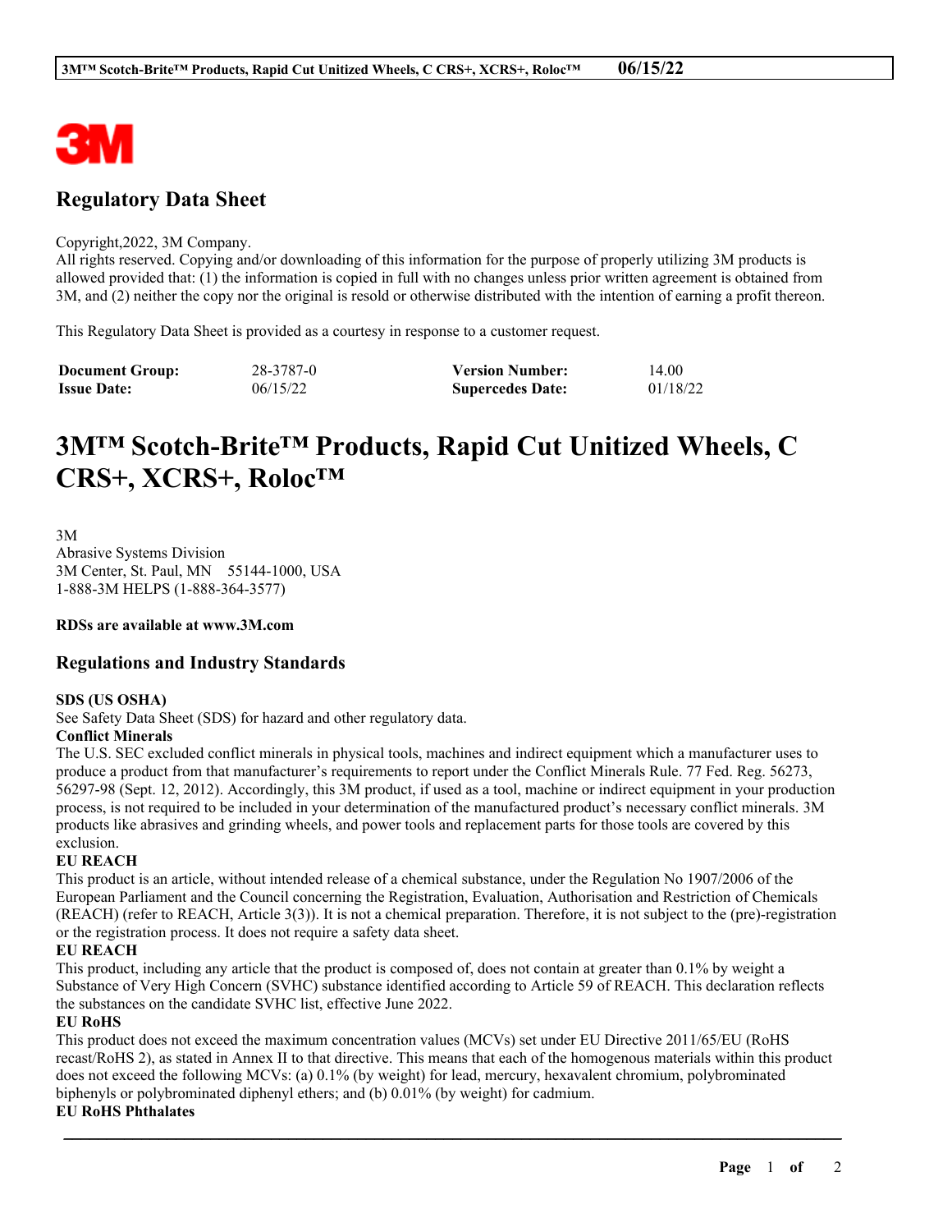## Regulatory Data Sheet

Copyright,2022, 3M Company.
All rights reserved. Copying and/or downloading of this information for the purpose of properly utilizing 3M products is allowed provided that: (1) the information is copied in full with no changes unless prior written agreement is obtained from 3M, and (2) neither the copy nor the original is resold or otherwise distributed with the intention of earning a profit thereon.

This Regulatory Data Sheet is provided as a courtesy in response to a customer request.

| **Document Group:** | 28-3787-0 | **Version Number:** | 14.00 |
|---|---|---|---|
| **Issue Date:** | 06/15/22 | **Supercedes Date:** | 01/18/22 |

# 3M™ Scotch-Brite™ Products, Rapid Cut Unitized Wheels, C CRS+, XCRS+, Roloc™

3M
Abrasive Systems Division
3M Center, St. Paul, MN 55144-1000, USA
1-888-3M HELPS (1-888-364-3577)

**RDSs are available at www.3M.com**

## Regulations and Industry Standards

**SDS (US OSHA)**
See Safety Data Sheet (SDS) for hazard and other regulatory data.

**Conflict Minerals**
The U.S. SEC excluded conflict minerals in physical tools, machines and indirect equipment which a manufacturer uses to produce a product from that manufacturer's requirements to report under the Conflict Minerals Rule. 77 Fed. Reg. 56273, 56297-98 (Sept. 12, 2012). Accordingly, this 3M product, if used as a tool, machine or indirect equipment in your production process, is not required to be included in your determination of the manufactured product's necessary conflict minerals. 3M products like abrasives and grinding wheels, and power tools and replacement parts for those tools are covered by this exclusion.

**EU REACH**
This product is an article, without intended release of a chemical substance, under the Regulation No 1907/2006 of the European Parliament and the Council concerning the Registration, Evaluation, Authorisation and Restriction of Chemicals (REACH) (refer to REACH, Article 3(3)). It is not a chemical preparation. Therefore, it is not subject to the (pre)-registration or the registration process. It does not require a safety data sheet.

**EU REACH**
This product, including any article that the product is composed of, does not contain at greater than 0.1% by weight a Substance of Very High Concern (SVHC) substance identified according to Article 59 of REACH. This declaration reflects the substances on the candidate SVHC list, effective June 2022.

**EU RoHS**
This product does not exceed the maximum concentration values (MCVs) set under EU Directive 2011/65/EU (RoHS recast/RoHS 2), as stated in Annex II to that directive. This means that each of the homogenous materials within this product does not exceed the following MCVs: (a) 0.1% (by weight) for lead, mercury, hexavalent chromium, polybrominated biphenyls or polybrominated diphenyl ethers; and (b) 0.01% (by weight) for cadmium.

**EU RoHS Phthalates**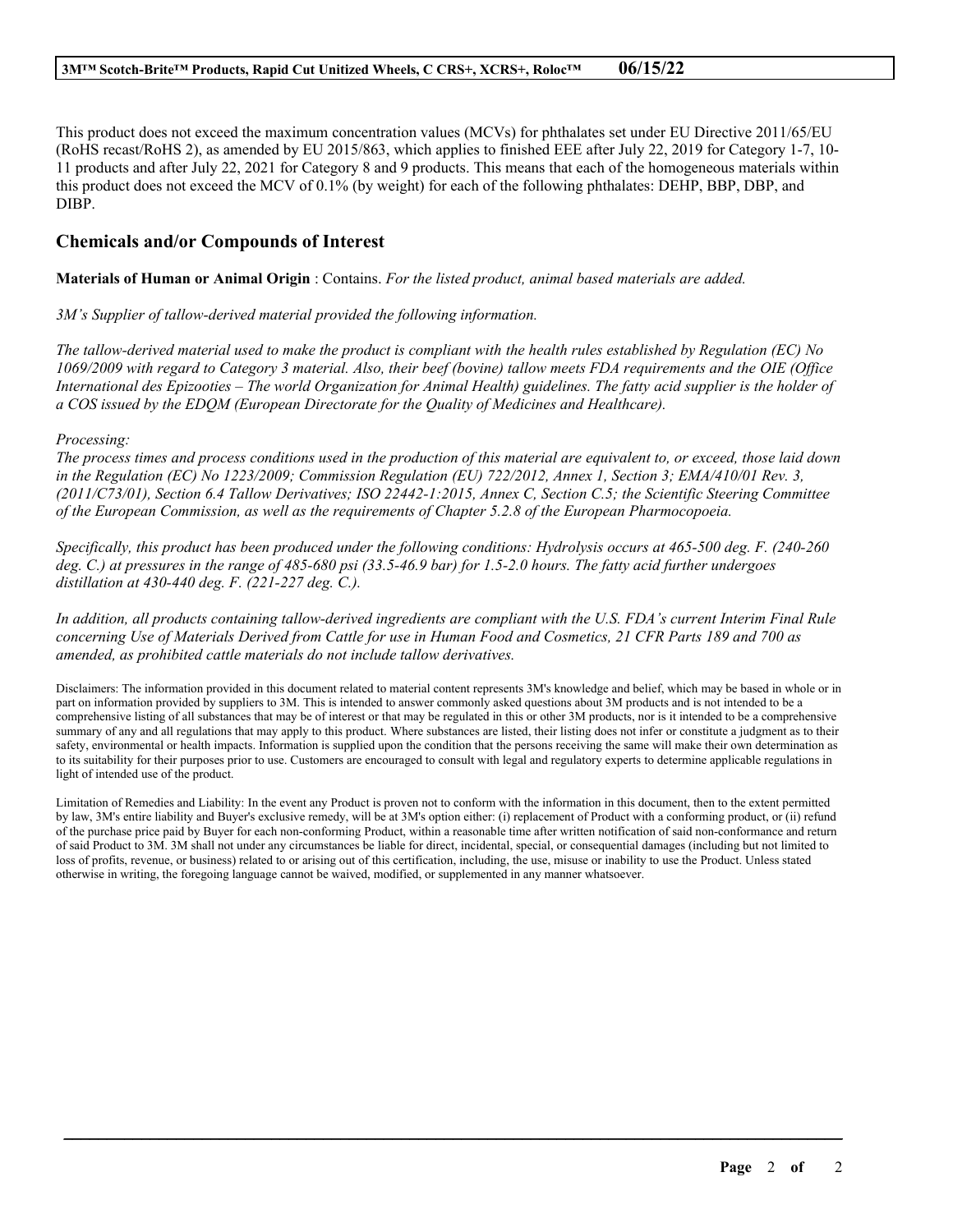This product does not exceed the maximum concentration values (MCVs) for phthalates set under EU Directive 2011/65/EU (RoHS recast/RoHS 2), as amended by EU 2015/863, which applies to finished EEE after July 22, 2019 for Category 1-7, 10-11 products and after July 22, 2021 for Category 8 and 9 products. This means that each of the homogeneous materials within this product does not exceed the MCV of 0.1% (by weight) for each of the following phthalates: DEHP, BBP, DBP, and DIBP.

## Chemicals and/or Compounds of Interest

**Materials of Human or Animal Origin** : Contains. *For the listed product, animal based materials are added.*

*3M's Supplier of tallow-derived material provided the following information.*

*The tallow-derived material used to make the product is compliant with the health rules established by Regulation (EC) No 1069/2009 with regard to Category 3 material. Also, their beef (bovine) tallow meets FDA requirements and the OIE (Office International des Epizooties – The world Organization for Animal Health) guidelines. The fatty acid supplier is the holder of a COS issued by the EDQM (European Directorate for the Quality of Medicines and Healthcare).*

*Processing:*
*The process times and process conditions used in the production of this material are equivalent to, or exceed, those laid down in the Regulation (EC) No 1223/2009; Commission Regulation (EU) 722/2012, Annex 1, Section 3; EMA/410/01 Rev. 3, (2011/C73/01), Section 6.4 Tallow Derivatives; ISO 22442-1:2015, Annex C, Section C.5; the Scientific Steering Committee of the European Commission, as well as the requirements of Chapter 5.2.8 of the European Pharmocopoeia.*

*Specifically, this product has been produced under the following conditions: Hydrolysis occurs at 465-500 deg. F. (240-260 deg. C.) at pressures in the range of 485-680 psi (33.5-46.9 bar) for 1.5-2.0 hours. The fatty acid further undergoes distillation at 430-440 deg. F. (221-227 deg. C.).*

*In addition, all products containing tallow-derived ingredients are compliant with the U.S. FDA's current Interim Final Rule concerning Use of Materials Derived from Cattle for use in Human Food and Cosmetics, 21 CFR Parts 189 and 700 as amended, as prohibited cattle materials do not include tallow derivatives.*

Disclaimers: The information provided in this document related to material content represents 3M's knowledge and belief, which may be based in whole or in part on information provided by suppliers to 3M. This is intended to answer commonly asked questions about 3M products and is not intended to be a comprehensive listing of all substances that may be of interest or that may be regulated in this or other 3M products, nor is it intended to be a comprehensive summary of any and all regulations that may apply to this product. Where substances are listed, their listing does not infer or constitute a judgment as to their safety, environmental or health impacts. Information is supplied upon the condition that the persons receiving the same will make their own determination as to its suitability for their purposes prior to use. Customers are encouraged to consult with legal and regulatory experts to determine applicable regulations in light of intended use of the product.

Limitation of Remedies and Liability: In the event any Product is proven not to conform with the information in this document, then to the extent permitted by law, 3M's entire liability and Buyer's exclusive remedy, will be at 3M's option either: (i) replacement of Product with a conforming product, or (ii) refund of the purchase price paid by Buyer for each non-conforming Product, within a reasonable time after written notification of said non-conformance and return of said Product to 3M. 3M shall not under any circumstances be liable for direct, incidental, special, or consequential damages (including but not limited to loss of profits, revenue, or business) related to or arising out of this certification, including, the use, misuse or inability to use the Product. Unless stated otherwise in writing, the foregoing language cannot be waived, modified, or supplemented in any manner whatsoever.